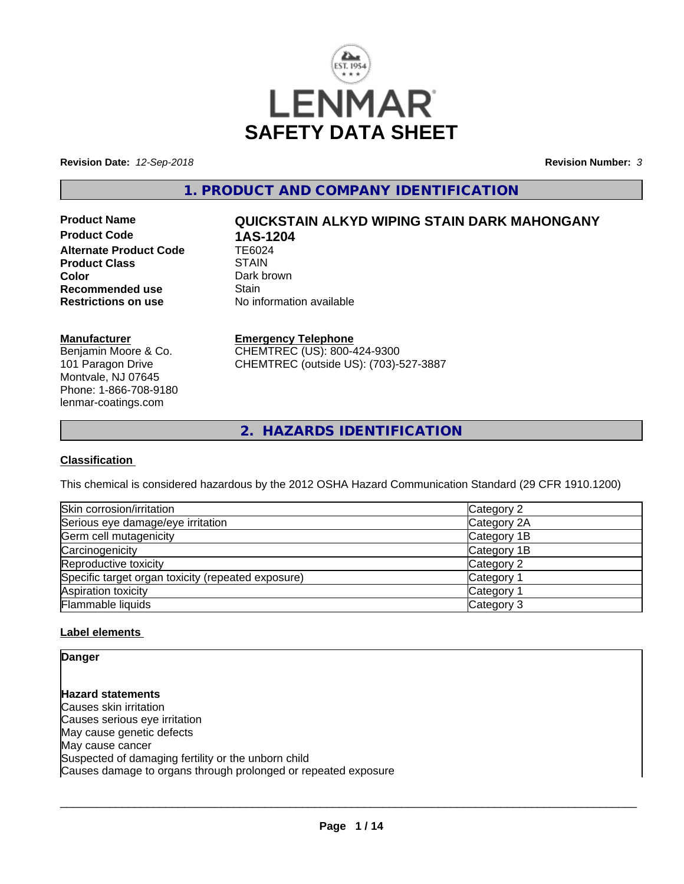# LENMAR

# SAFETY DATA SHEET

**Revision Date:** *12-Sep-2018*

**Revision Number:** *3*

## 1. PRODUCT AND COMPANY IDENTIFICATION

**Product Name** **QUICKSTAIN ALKYD WIPING STAIN DARK MAHONGANY**
**Product Code** **1AS-1204**
**Alternate Product Code** TE6024
**Product Class** STAIN
**Color** Dark brown
**Recommended use** Stain
**Restrictions on use** No information available

**Manufacturer**
Benjamin Moore & Co.
101 Paragon Drive
Montvale, NJ 07645
Phone: 1-866-708-9180
lenmar-coatings.com

**Emergency Telephone**
CHEMTREC (US): 800-424-9300
CHEMTREC (outside US): (703)-527-3887

## 2. HAZARDS IDENTIFICATION

**Classification**

This chemical is considered hazardous by the 2012 OSHA Hazard Communication Standard (29 CFR 1910.1200)

| | |
|---|---|
| Skin corrosion/irritation | Category 2 |
| Serious eye damage/eye irritation | Category 2A |
| Germ cell mutagenicity | Category 1B |
| Carcinogenicity | Category 1B |
| Reproductive toxicity | Category 2 |
| Specific target organ toxicity (repeated exposure) | Category 1 |
| Aspiration toxicity | Category 1 |
| Flammable liquids | Category 3 |

**Label elements**

**Danger**

**Hazard statements**
Causes skin irritation
Causes serious eye irritation
May cause genetic defects
May cause cancer
Suspected of damaging fertility or the unborn child
Causes damage to organs through prolonged or repeated exposure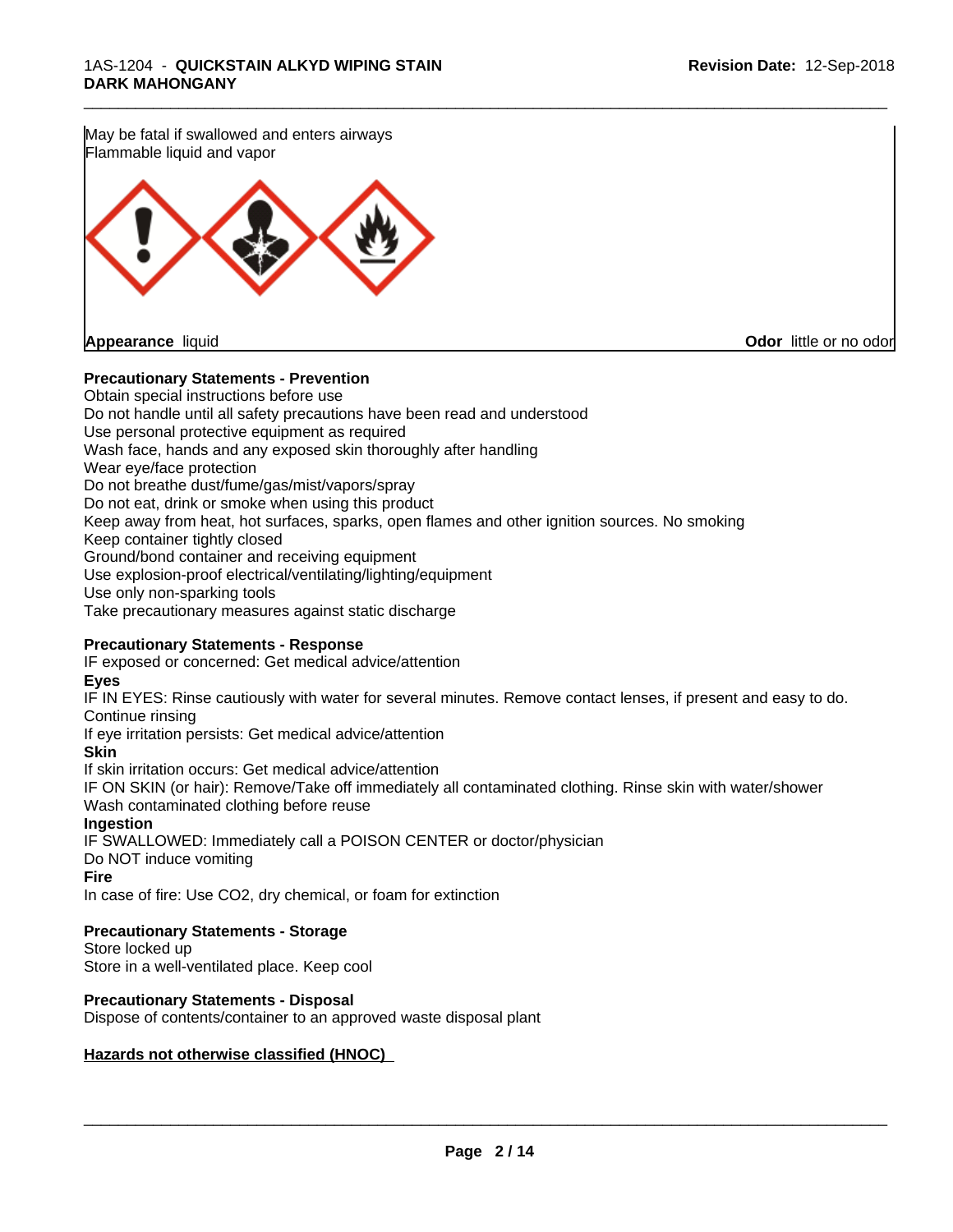May be fatal if swallowed and enters airways
Flammable liquid and vapor

**Appearance** liquid **Odor** little or no odor

**Precautionary Statements - Prevention**

Obtain special instructions before use
Do not handle until all safety precautions have been read and understood
Use personal protective equipment as required
Wash face, hands and any exposed skin thoroughly after handling
Wear eye/face protection
Do not breathe dust/fume/gas/mist/vapors/spray
Do not eat, drink or smoke when using this product
Keep away from heat, hot surfaces, sparks, open flames and other ignition sources. No smoking
Keep container tightly closed
Ground/bond container and receiving equipment
Use explosion-proof electrical/ventilating/lighting/equipment
Use only non-sparking tools
Take precautionary measures against static discharge

**Precautionary Statements - Response**

IF exposed or concerned: Get medical advice/attention

**Eyes**

IF IN EYES: Rinse cautiously with water for several minutes. Remove contact lenses, if present and easy to do. Continue rinsing
If eye irritation persists: Get medical advice/attention

**Skin**

If skin irritation occurs: Get medical advice/attention
IF ON SKIN (or hair): Remove/Take off immediately all contaminated clothing. Rinse skin with water/shower
Wash contaminated clothing before reuse

**Ingestion**

IF SWALLOWED: Immediately call a POISON CENTER or doctor/physician
Do NOT induce vomiting

**Fire**

In case of fire: Use $CO_2$, dry chemical, or foam for extinction

**Precautionary Statements - Storage**

Store locked up
Store in a well-ventilated place. Keep cool

**Precautionary Statements - Disposal**

Dispose of contents/container to an approved waste disposal plant

**Hazards not otherwise classified (HNOC)**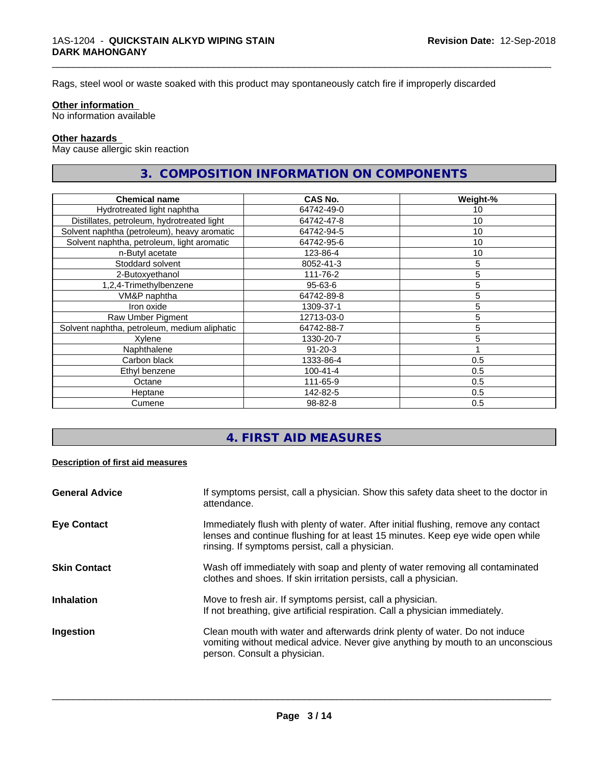Rags, steel wool or waste soaked with this product may spontaneously catch fire if improperly discarded

**Other information**
No information available

**Other hazards**
May cause allergic skin reaction

## 3. COMPOSITION INFORMATION ON COMPONENTS

| Chemical name | CAS No. | Weight-% |
|---|---|---|
| Hydrotreated light naphtha | 64742-49-0 | 10 |
| Distillates, petroleum, hydrotreated light | 64742-47-8 | 10 |
| Solvent naphtha (petroleum), heavy aromatic | 64742-94-5 | 10 |
| Solvent naphtha, petroleum, light aromatic | 64742-95-6 | 10 |
| n-Butyl acetate | 123-86-4 | 10 |
| Stoddard solvent | 8052-41-3 | 5 |
| 2-Butoxyethanol | 111-76-2 | 5 |
| 1,2,4-Trimethylbenzene | 95-63-6 | 5 |
| VM&P naphtha | 64742-89-8 | 5 |
| Iron oxide | 1309-37-1 | 5 |
| Raw Umber Pigment | 12713-03-0 | 5 |
| Solvent naphtha, petroleum, medium aliphatic | 64742-88-7 | 5 |
| Xylene | 1330-20-7 | 5 |
| Naphthalene | 91-20-3 | 1 |
| Carbon black | 1333-86-4 | 0.5 |
| Ethyl benzene | 100-41-4 | 0.5 |
| Octane | 111-65-9 | 0.5 |
| Heptane | 142-82-5 | 0.5 |
| Cumene | 98-82-8 | 0.5 |

## 4. FIRST AID MEASURES

**Description of first aid measures**

**General Advice**
If symptoms persist, call a physician. Show this safety data sheet to the doctor in attendance.

**Eye Contact**
Immediately flush with plenty of water. After initial flushing, remove any contact lenses and continue flushing for at least 15 minutes. Keep eye wide open while rinsing. If symptoms persist, call a physician.

**Skin Contact**
Wash off immediately with soap and plenty of water removing all contaminated clothes and shoes. If skin irritation persists, call a physician.

**Inhalation**
Move to fresh air. If symptoms persist, call a physician.
If not breathing, give artificial respiration. Call a physician immediately.

**Ingestion**
Clean mouth with water and afterwards drink plenty of water. Do not induce vomiting without medical advice. Never give anything by mouth to an unconscious person. Consult a physician.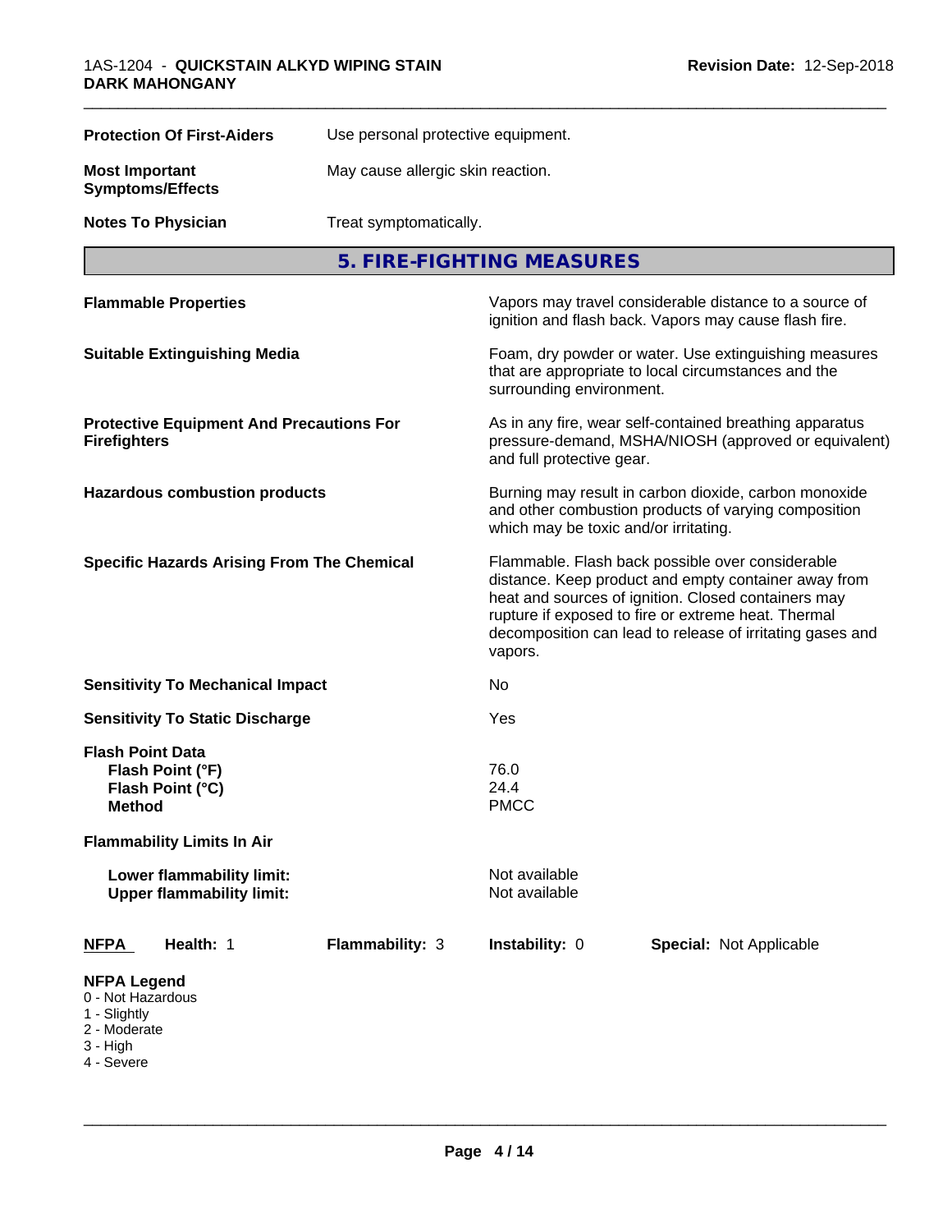| | |
|---|---|
| **Protection Of First-Aiders** | Use personal protective equipment. |
| **Most Important Symptoms/Effects** | May cause allergic skin reaction. |
| **Notes To Physician** | Treat symptomatically. |

## 5. FIRE-FIGHTING MEASURES

| | |
|---|---|
| **Flammable Properties** | Vapors may travel considerable distance to a source of ignition and flash back. Vapors may cause flash fire. |
| **Suitable Extinguishing Media** | Foam, dry powder or water. Use extinguishing measures that are appropriate to local circumstances and the surrounding environment. |
| **Protective Equipment And Precautions For Firefighters** | As in any fire, wear self-contained breathing apparatus pressure-demand, MSHA/NIOSH (approved or equivalent) and full protective gear. |
| **Hazardous combustion products** | Burning may result in carbon dioxide, carbon monoxide and other combustion products of varying composition which may be toxic and/or irritating. |
| **Specific Hazards Arising From The Chemical** | Flammable. Flash back possible over considerable distance. Keep product and empty container away from heat and sources of ignition. Closed containers may rupture if exposed to fire or extreme heat. Thermal decomposition can lead to release of irritating gases and vapors. |
| **Sensitivity To Mechanical Impact** | No |
| **Sensitivity To Static Discharge** | Yes |

**Flash Point Data**

| | |
|---|---|
| **Flash Point (°F)** | 76.0 |
| **Flash Point (°C)** | 24.4 |
| **Method** | PMCC |

**Flammability Limits In Air**

| | |
|---|---|
| **Lower flammability limit:** | Not available |
| **Upper flammability limit:** | Not available |

| **NFPA** | **Health:** 1 | **Flammability:** 3 | **Instability:** 0 | **Special:** Not Applicable |
|---|---|---|---|---|

**NFPA Legend**
- 0 - Not Hazardous
- 1 - Slightly
- 2 - Moderate
- 3 - High
- 4 - Severe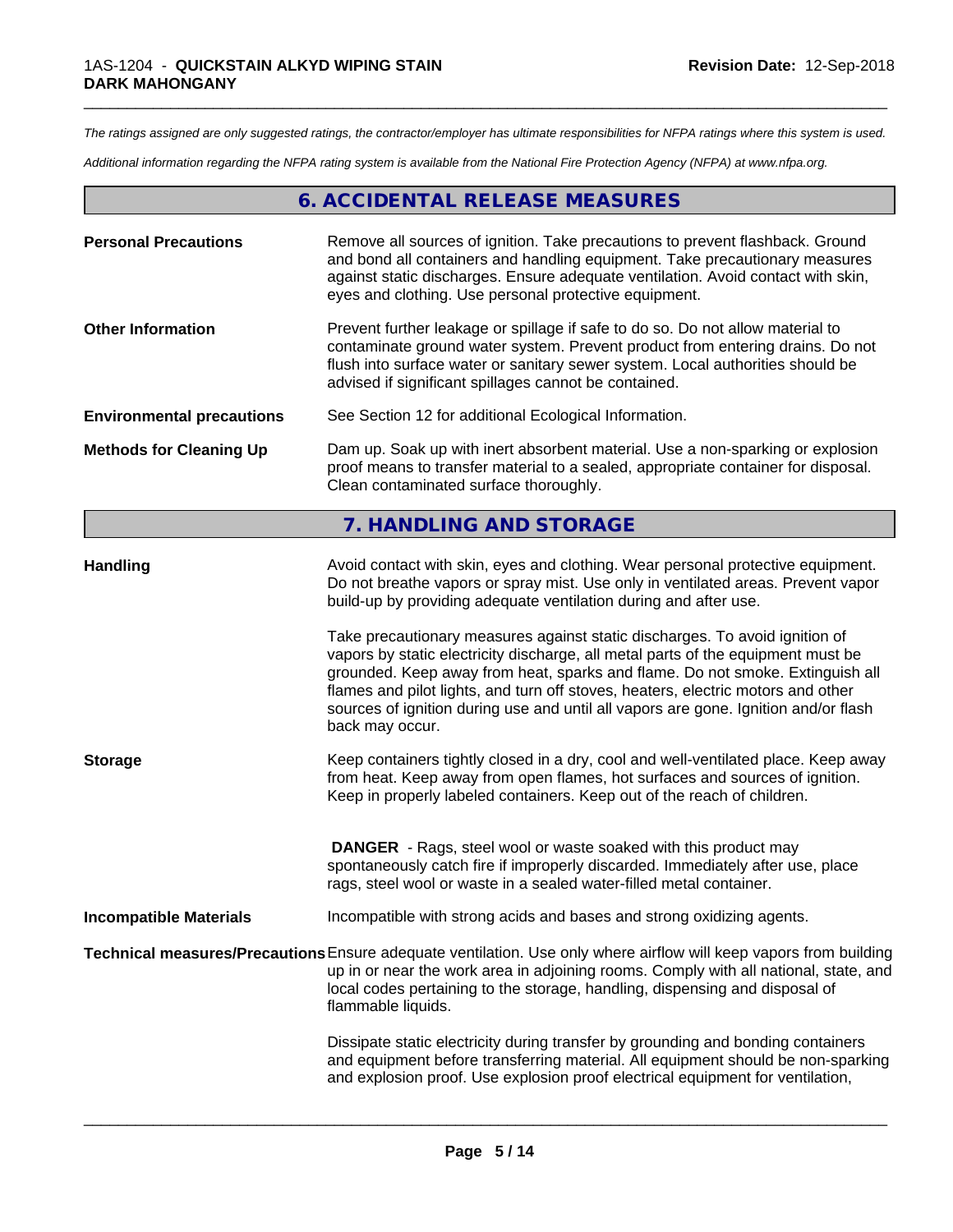*The ratings assigned are only suggested ratings, the contractor/employer has ultimate responsibilities for NFPA ratings where this system is used.*

*Additional information regarding the NFPA rating system is available from the National Fire Protection Agency (NFPA) at www.nfpa.org.*

## 6. ACCIDENTAL RELEASE MEASURES

**Personal Precautions**

Remove all sources of ignition. Take precautions to prevent flashback. Ground and bond all containers and handling equipment. Take precautionary measures against static discharges. Ensure adequate ventilation. Avoid contact with skin, eyes and clothing. Use personal protective equipment.

**Other Information**

Prevent further leakage or spillage if safe to do so. Do not allow material to contaminate ground water system. Prevent product from entering drains. Do not flush into surface water or sanitary sewer system. Local authorities should be advised if significant spillages cannot be contained.

**Environmental precautions**

See Section 12 for additional Ecological Information.

**Methods for Cleaning Up**

Dam up. Soak up with inert absorbent material. Use a non-sparking or explosion proof means to transfer material to a sealed, appropriate container for disposal. Clean contaminated surface thoroughly.

## 7. HANDLING AND STORAGE

**Handling**

Avoid contact with skin, eyes and clothing. Wear personal protective equipment. Do not breathe vapors or spray mist. Use only in ventilated areas. Prevent vapor build-up by providing adequate ventilation during and after use.

Take precautionary measures against static discharges. To avoid ignition of vapors by static electricity discharge, all metal parts of the equipment must be grounded. Keep away from heat, sparks and flame. Do not smoke. Extinguish all flames and pilot lights, and turn off stoves, heaters, electric motors and other sources of ignition during use and until all vapors are gone. Ignition and/or flash back may occur.

**Storage**

Keep containers tightly closed in a dry, cool and well-ventilated place. Keep away from heat. Keep away from open flames, hot surfaces and sources of ignition. Keep in properly labeled containers. Keep out of the reach of children.

**DANGER** - Rags, steel wool or waste soaked with this product may spontaneously catch fire if improperly discarded. Immediately after use, place rags, steel wool or waste in a sealed water-filled metal container.

**Incompatible Materials**

Incompatible with strong acids and bases and strong oxidizing agents.

**Technical measures/Precautions**

Ensure adequate ventilation. Use only where airflow will keep vapors from building up in or near the work area in adjoining rooms. Comply with all national, state, and local codes pertaining to the storage, handling, dispensing and disposal of flammable liquids.

Dissipate static electricity during transfer by grounding and bonding containers and equipment before transferring material. All equipment should be non-sparking and explosion proof. Use explosion proof electrical equipment for ventilation,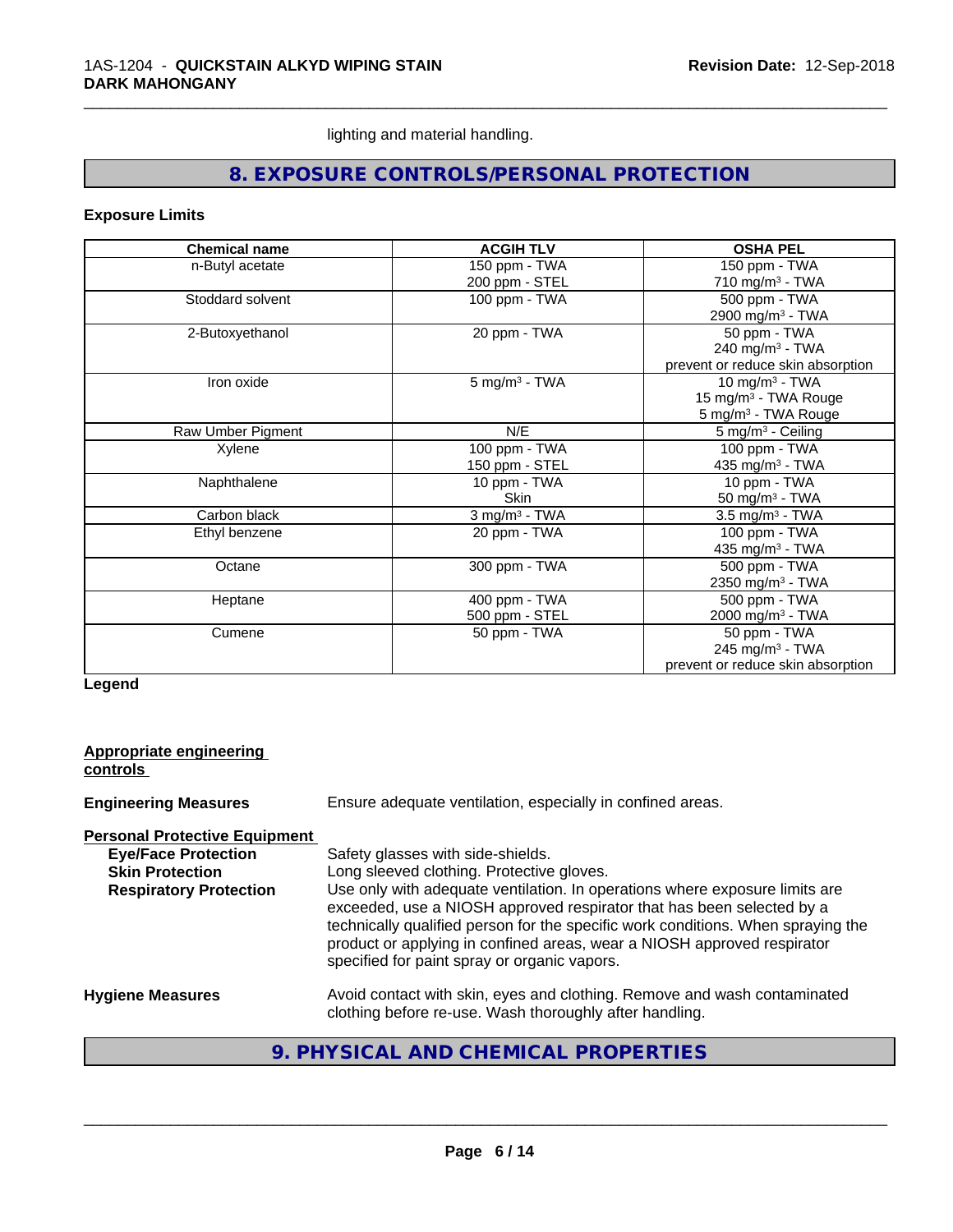lighting and material handling.

## 8. EXPOSURE CONTROLS/PERSONAL PROTECTION

### Exposure Limits

| Chemical name | ACGIH TLV | OSHA PEL |
|---|---|---|
| n-Butyl acetate | 150 ppm - TWA<br>200 ppm - STEL | 150 ppm - TWA<br>710 mg/m³ - TWA |
| Stoddard solvent | 100 ppm - TWA | 500 ppm - TWA<br>2900 mg/m³ - TWA |
| 2-Butoxyethanol | 20 ppm - TWA | 50 ppm - TWA<br>240 mg/m³ - TWA<br>prevent or reduce skin absorption |
| Iron oxide | 5 mg/m³ - TWA | 10 mg/m³ - TWA<br>15 mg/m³ - TWA Rouge<br>5 mg/m³ - TWA Rouge |
| Raw Umber Pigment | N/E | 5 mg/m³ - Ceiling |
| Xylene | 100 ppm - TWA<br>150 ppm - STEL | 100 ppm - TWA<br>435 mg/m³ - TWA |
| Naphthalene | 10 ppm - TWA<br>Skin | 10 ppm - TWA<br>50 mg/m³ - TWA |
| Carbon black | 3 mg/m³ - TWA | 3.5 mg/m³ - TWA |
| Ethyl benzene | 20 ppm - TWA | 100 ppm - TWA<br>435 mg/m³ - TWA |
| Octane | 300 ppm - TWA | 500 ppm - TWA<br>2350 mg/m³ - TWA |
| Heptane | 400 ppm - TWA<br>500 ppm - STEL | 500 ppm - TWA<br>2000 mg/m³ - TWA |
| Cumene | 50 ppm - TWA | 50 ppm - TWA<br>245 mg/m³ - TWA<br>prevent or reduce skin absorption |

**Legend**

**Appropriate engineering controls**

**Engineering Measures** Ensure adequate ventilation, especially in confined areas.

**Personal Protective Equipment**

**Eye/Face Protection** Safety glasses with side-shields.

**Skin Protection** Long sleeved clothing. Protective gloves.

**Respiratory Protection** Use only with adequate ventilation. In operations where exposure limits are exceeded, use a NIOSH approved respirator that has been selected by a technically qualified person for the specific work conditions. When spraying the product or applying in confined areas, wear a NIOSH approved respirator specified for paint spray or organic vapors.

**Hygiene Measures** Avoid contact with skin, eyes and clothing. Remove and wash contaminated clothing before re-use. Wash thoroughly after handling.

## 9. PHYSICAL AND CHEMICAL PROPERTIES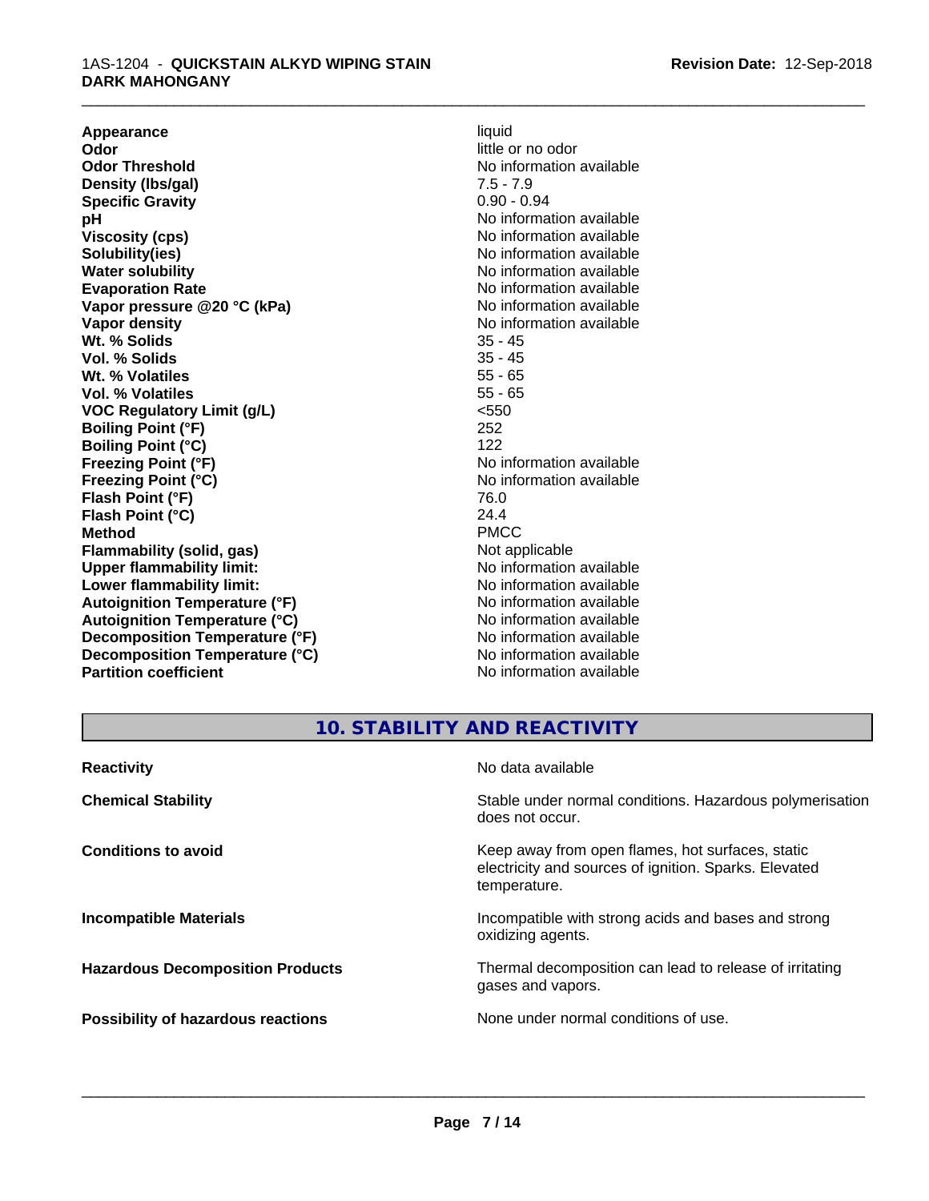| Appearance | liquid |
|---|---|
| Odor | little or no odor |
| Odor Threshold | No information available |
| Density (lbs/gal) | 7.5 - 7.9 |
| Specific Gravity | 0.90 - 0.94 |
| pH | No information available |
| Viscosity (cps) | No information available |
| Solubility(ies) | No information available |
| Water solubility | No information available |
| Evaporation Rate | No information available |
| Vapor pressure @20 °C (kPa) | No information available |
| Vapor density | No information available |
| Wt. % Solids | 35 - 45 |
| Vol. % Solids | 35 - 45 |
| Wt. % Volatiles | 55 - 65 |
| Vol. % Volatiles | 55 - 65 |
| VOC Regulatory Limit (g/L) | <550 |
| Boiling Point (°F) | 252 |
| Boiling Point (°C) | 122 |
| Freezing Point (°F) | No information available |
| Freezing Point (°C) | No information available |
| Flash Point (°F) | 76.0 |
| Flash Point (°C) | 24.4 |
| Method | PMCC |
| Flammability (solid, gas) | Not applicable |
| Upper flammability limit: | No information available |
| Lower flammability limit: | No information available |
| Autoignition Temperature (°F) | No information available |
| Autoignition Temperature (°C) | No information available |
| Decomposition Temperature (°F) | No information available |
| Decomposition Temperature (°C) | No information available |
| Partition coefficient | No information available |

## 10. STABILITY AND REACTIVITY

| | |
|---|---|
| **Reactivity** | No data available |
| **Chemical Stability** | Stable under normal conditions. Hazardous polymerisation does not occur. |
| **Conditions to avoid** | Keep away from open flames, hot surfaces, static electricity and sources of ignition. Sparks. Elevated temperature. |
| **Incompatible Materials** | Incompatible with strong acids and bases and strong oxidizing agents. |
| **Hazardous Decomposition Products** | Thermal decomposition can lead to release of irritating gases and vapors. |
| **Possibility of hazardous reactions** | None under normal conditions of use. |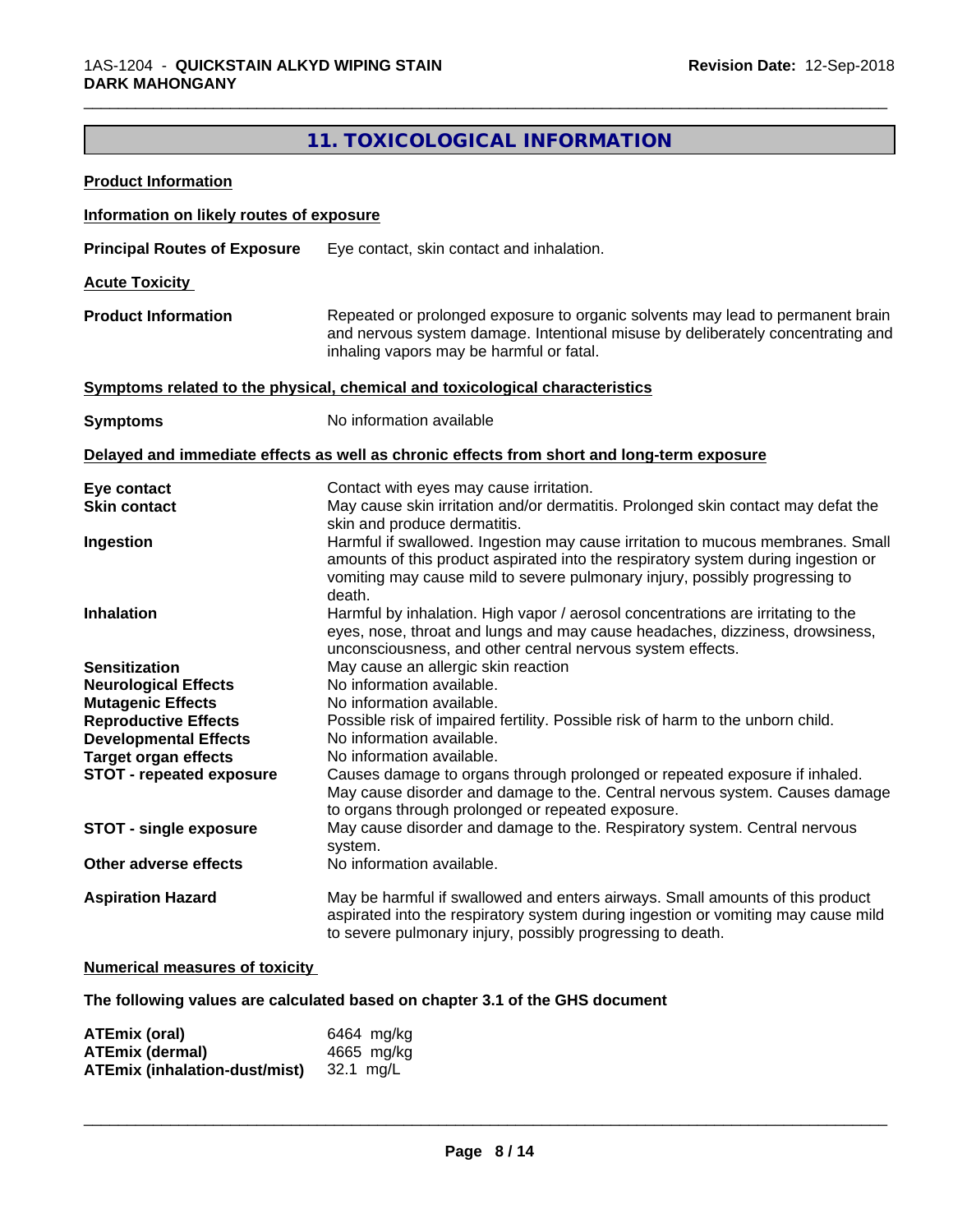## 11. TOXICOLOGICAL INFORMATION

**Product Information**

**Information on likely routes of exposure**

**Principal Routes of Exposure** Eye contact, skin contact and inhalation.

**Acute Toxicity**

**Product Information** Repeated or prolonged exposure to organic solvents may lead to permanent brain and nervous system damage. Intentional misuse by deliberately concentrating and inhaling vapors may be harmful or fatal.

**Symptoms related to the physical, chemical and toxicological characteristics**

**Symptoms** No information available

**Delayed and immediate effects as well as chronic effects from short and long-term exposure**

| | |
|---|---|
| **Eye contact** | Contact with eyes may cause irritation. |
| **Skin contact** | May cause skin irritation and/or dermatitis. Prolonged skin contact may defat the skin and produce dermatitis. |
| **Ingestion** | Harmful if swallowed. Ingestion may cause irritation to mucous membranes. Small amounts of this product aspirated into the respiratory system during ingestion or vomiting may cause mild to severe pulmonary injury, possibly progressing to death. |
| **Inhalation** | Harmful by inhalation. High vapor / aerosol concentrations are irritating to the eyes, nose, throat and lungs and may cause headaches, dizziness, drowsiness, unconsciousness, and other central nervous system effects. |
| **Sensitization** | May cause an allergic skin reaction |
| **Neurological Effects** | No information available. |
| **Mutagenic Effects** | No information available. |
| **Reproductive Effects** | Possible risk of impaired fertility. Possible risk of harm to the unborn child. |
| **Developmental Effects** | No information available. |
| **Target organ effects** | No information available. |
| **STOT - repeated exposure** | Causes damage to organs through prolonged or repeated exposure if inhaled. May cause disorder and damage to the. Central nervous system. Causes damage to organs through prolonged or repeated exposure. |
| **STOT - single exposure** | May cause disorder and damage to the. Respiratory system. Central nervous system. |
| **Other adverse effects** | No information available. |
| **Aspiration Hazard** | May be harmful if swallowed and enters airways. Small amounts of this product aspirated into the respiratory system during ingestion or vomiting may cause mild to severe pulmonary injury, possibly progressing to death. |

**Numerical measures of toxicity**

**The following values are calculated based on chapter 3.1 of the GHS document**

| | |
|---|---|
| **ATEmix (oral)** | 6464 mg/kg |
| **ATEmix (dermal)** | 4665 mg/kg |
| **ATEmix (inhalation-dust/mist)** | 32.1 mg/L |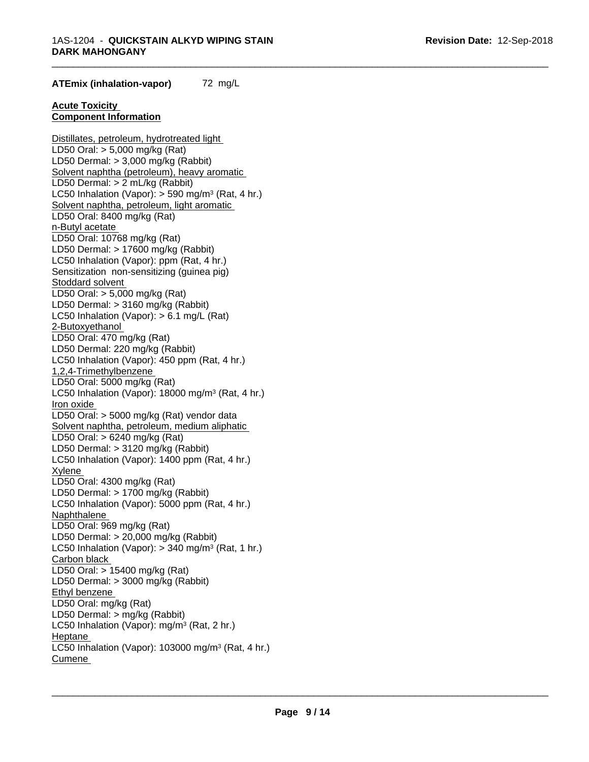**ATEmix (inhalation-vapor)** 72 mg/L

**Acute Toxicity**
**Component Information**

Distillates, petroleum, hydrotreated light
LD50 Oral: > 5,000 mg/kg (Rat)
LD50 Dermal: > 3,000 mg/kg (Rabbit)
Solvent naphtha (petroleum), heavy aromatic
LD50 Dermal: > 2 mL/kg (Rabbit)
LC50 Inhalation (Vapor): > 590 mg/m$^3$ (Rat, 4 hr.)
Solvent naphtha, petroleum, light aromatic
LD50 Oral: 8400 mg/kg (Rat)
n-Butyl acetate
LD50 Oral: 10768 mg/kg (Rat)
LD50 Dermal: > 17600 mg/kg (Rabbit)
LC50 Inhalation (Vapor): ppm (Rat, 4 hr.)
Sensitization non-sensitizing (guinea pig)
Stoddard solvent
LD50 Oral: > 5,000 mg/kg (Rat)
LD50 Dermal: > 3160 mg/kg (Rabbit)
LC50 Inhalation (Vapor): > 6.1 mg/L (Rat)
2-Butoxyethanol
LD50 Oral: 470 mg/kg (Rat)
LD50 Dermal: 220 mg/kg (Rabbit)
LC50 Inhalation (Vapor): 450 ppm (Rat, 4 hr.)
1,2,4-Trimethylbenzene
LD50 Oral: 5000 mg/kg (Rat)
LC50 Inhalation (Vapor): 18000 mg/m$^3$ (Rat, 4 hr.)
Iron oxide
LD50 Oral: > 5000 mg/kg (Rat) vendor data
Solvent naphtha, petroleum, medium aliphatic
LD50 Oral: > 6240 mg/kg (Rat)
LD50 Dermal: > 3120 mg/kg (Rabbit)
LC50 Inhalation (Vapor): 1400 ppm (Rat, 4 hr.)
Xylene
LD50 Oral: 4300 mg/kg (Rat)
LD50 Dermal: > 1700 mg/kg (Rabbit)
LC50 Inhalation (Vapor): 5000 ppm (Rat, 4 hr.)
Naphthalene
LD50 Oral: 969 mg/kg (Rat)
LD50 Dermal: > 20,000 mg/kg (Rabbit)
LC50 Inhalation (Vapor): > 340 mg/m$^3$ (Rat, 1 hr.)
Carbon black
LD50 Oral: > 15400 mg/kg (Rat)
LD50 Dermal: > 3000 mg/kg (Rabbit)
Ethyl benzene
LD50 Oral: mg/kg (Rat)
LD50 Dermal: > mg/kg (Rabbit)
LC50 Inhalation (Vapor): mg/m$^3$ (Rat, 2 hr.)
Heptane
LC50 Inhalation (Vapor): 103000 mg/m$^3$ (Rat, 4 hr.)
Cumene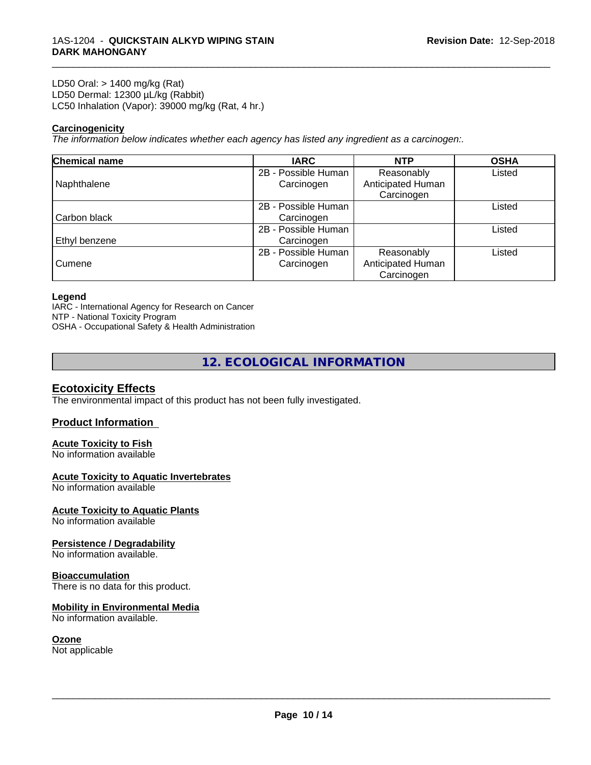LD50 Oral: > 1400 mg/kg (Rat)
LD50 Dermal: 12300 µL/kg (Rabbit)
LC50 Inhalation (Vapor): 39000 mg/kg (Rat, 4 hr.)

**Carcinogenicity**

*The information below indicates whether each agency has listed any ingredient as a carcinogen:.*

| Chemical name | IARC | NTP | OSHA |
|---|---|---|---|
| Naphthalene | 2B - Possible Human Carcinogen | Reasonably Anticipated Human Carcinogen | Listed |
| Carbon black | 2B - Possible Human Carcinogen | | Listed |
| Ethyl benzene | 2B - Possible Human Carcinogen | | Listed |
| Cumene | 2B - Possible Human Carcinogen | Reasonably Anticipated Human Carcinogen | Listed |

**Legend**

IARC - International Agency for Research on Cancer
NTP - National Toxicity Program
OSHA - Occupational Safety & Health Administration

## 12. ECOLOGICAL INFORMATION

### Ecotoxicity Effects

The environmental impact of this product has not been fully investigated.

### Product Information

**Acute Toxicity to Fish**
No information available

**Acute Toxicity to Aquatic Invertebrates**
No information available

**Acute Toxicity to Aquatic Plants**
No information available

**Persistence / Degradability**
No information available.

**Bioaccumulation**
There is no data for this product.

**Mobility in Environmental Media**
No information available.

**Ozone**
Not applicable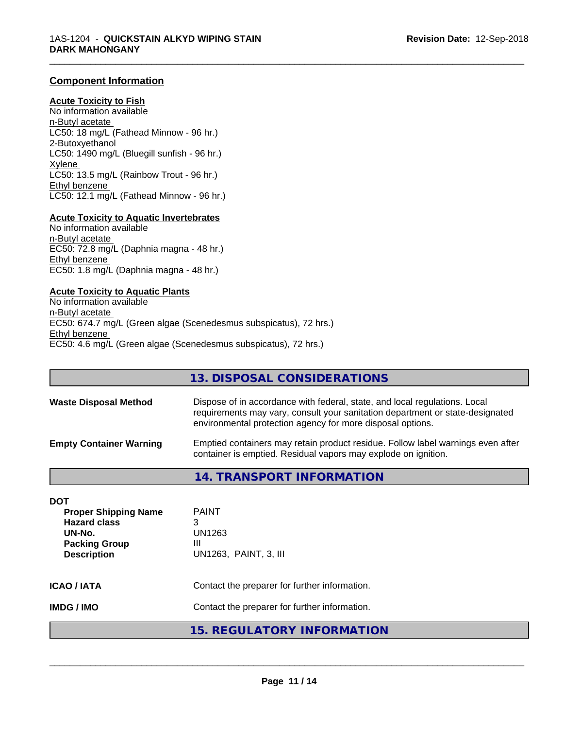## Component Information

**Acute Toxicity to Fish**

No information available

n-Butyl acetate
LC50: 18 mg/L (Fathead Minnow - 96 hr.)

2-Butoxyethanol
LC50: 1490 mg/L (Bluegill sunfish - 96 hr.)

Xylene
LC50: 13.5 mg/L (Rainbow Trout - 96 hr.)

Ethyl benzene
LC50: 12.1 mg/L (Fathead Minnow - 96 hr.)

**Acute Toxicity to Aquatic Invertebrates**

No information available

n-Butyl acetate
EC50: 72.8 mg/L (Daphnia magna - 48 hr.)

Ethyl benzene
EC50: 1.8 mg/L (Daphnia magna - 48 hr.)

**Acute Toxicity to Aquatic Plants**

No information available

n-Butyl acetate
EC50: 674.7 mg/L (Green algae (Scenedesmus subspicatus), 72 hrs.)

Ethyl benzene
EC50: 4.6 mg/L (Green algae (Scenedesmus subspicatus), 72 hrs.)

## 13. DISPOSAL CONSIDERATIONS

**Waste Disposal Method** — Dispose of in accordance with federal, state, and local regulations. Local requirements may vary, consult your sanitation department or state-designated environmental protection agency for more disposal options.

**Empty Container Warning** — Emptied containers may retain product residue. Follow label warnings even after container is emptied. Residual vapors may explode on ignition.

## 14. TRANSPORT INFORMATION

**DOT**

| | |
|---|---|
| **Proper Shipping Name** | PAINT |
| **Hazard class** | 3 |
| **UN-No.** | UN1263 |
| **Packing Group** | III |
| **Description** | UN1263, PAINT, 3, III |

**ICAO / IATA** — Contact the preparer for further information.

**IMDG / IMO** — Contact the preparer for further information.

## 15. REGULATORY INFORMATION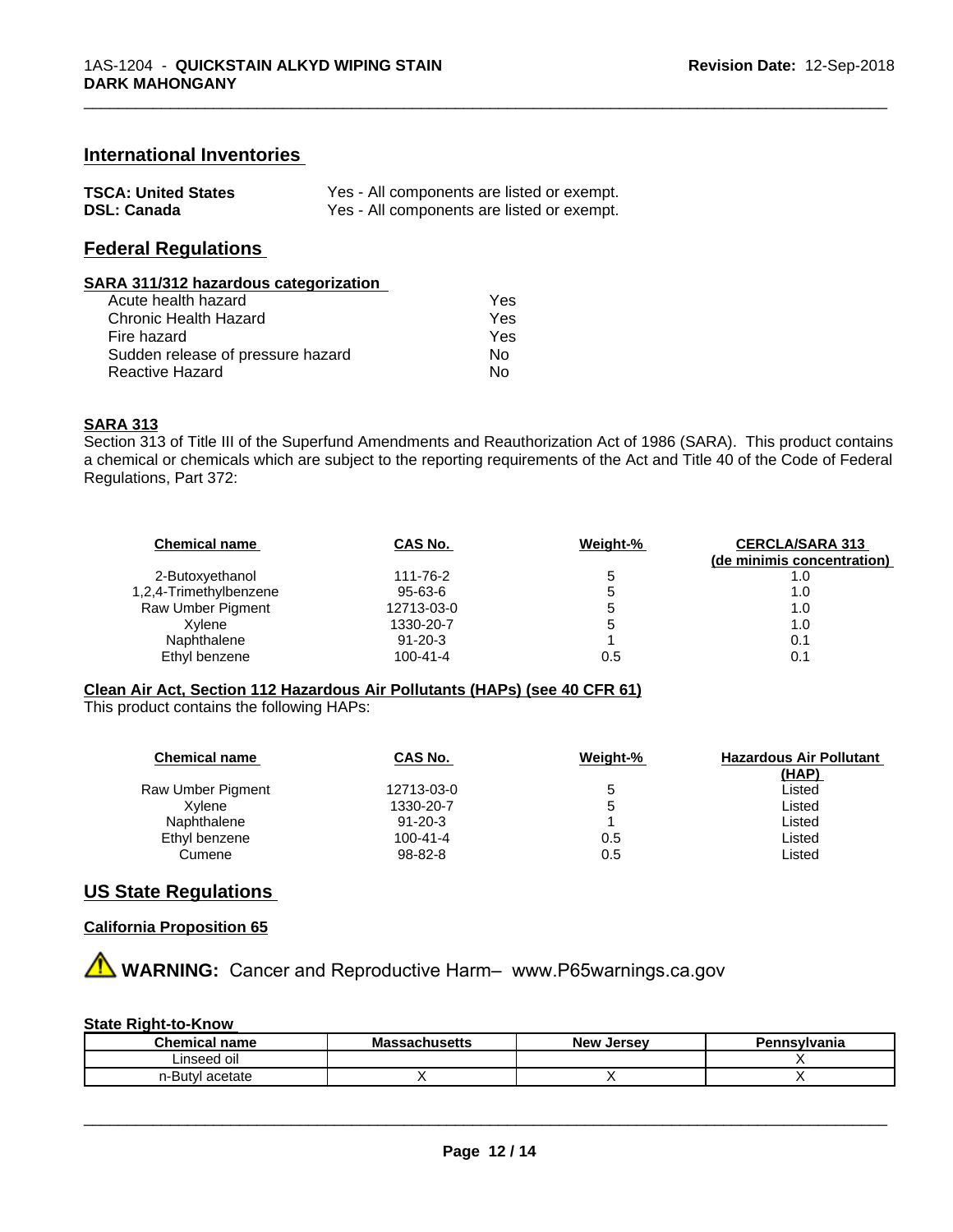## International Inventories

| | |
|---|---|
| **TSCA: United States** | Yes - All components are listed or exempt. |
| **DSL: Canada** | Yes - All components are listed or exempt. |

## Federal Regulations

### SARA 311/312 hazardous categorization

| | |
|---|---|
| Acute health hazard | Yes |
| Chronic Health Hazard | Yes |
| Fire hazard | Yes |
| Sudden release of pressure hazard | No |
| Reactive Hazard | No |

### SARA 313

Section 313 of Title III of the Superfund Amendments and Reauthorization Act of 1986 (SARA). This product contains a chemical or chemicals which are subject to the reporting requirements of the Act and Title 40 of the Code of Federal Regulations, Part 372:

| Chemical name | CAS No. | Weight-% | CERCLA/SARA 313 (de minimis concentration) |
|---|---|---|---|
| 2-Butoxyethanol | 111-76-2 | 5 | 1.0 |
| 1,2,4-Trimethylbenzene | 95-63-6 | 5 | 1.0 |
| Raw Umber Pigment | 12713-03-0 | 5 | 1.0 |
| Xylene | 1330-20-7 | 5 | 1.0 |
| Naphthalene | 91-20-3 | 1 | 0.1 |
| Ethyl benzene | 100-41-4 | 0.5 | 0.1 |

### Clean Air Act, Section 112 Hazardous Air Pollutants (HAPs) (see 40 CFR 61)

This product contains the following HAPs:

| Chemical name | CAS No. | Weight-% | Hazardous Air Pollutant (HAP) |
|---|---|---|---|
| Raw Umber Pigment | 12713-03-0 | 5 | Listed |
| Xylene | 1330-20-7 | 5 | Listed |
| Naphthalene | 91-20-3 | 1 | Listed |
| Ethyl benzene | 100-41-4 | 0.5 | Listed |
| Cumene | 98-82-8 | 0.5 | Listed |

## US State Regulations

### California Proposition 65

⚠ **WARNING:** Cancer and Reproductive Harm– www.P65warnings.ca.gov

### State Right-to-Know

| Chemical name | Massachusetts | New Jersey | Pennsylvania |
|---|---|---|---|
| Linseed oil | | | X |
| n-Butyl acetate | X | X | X |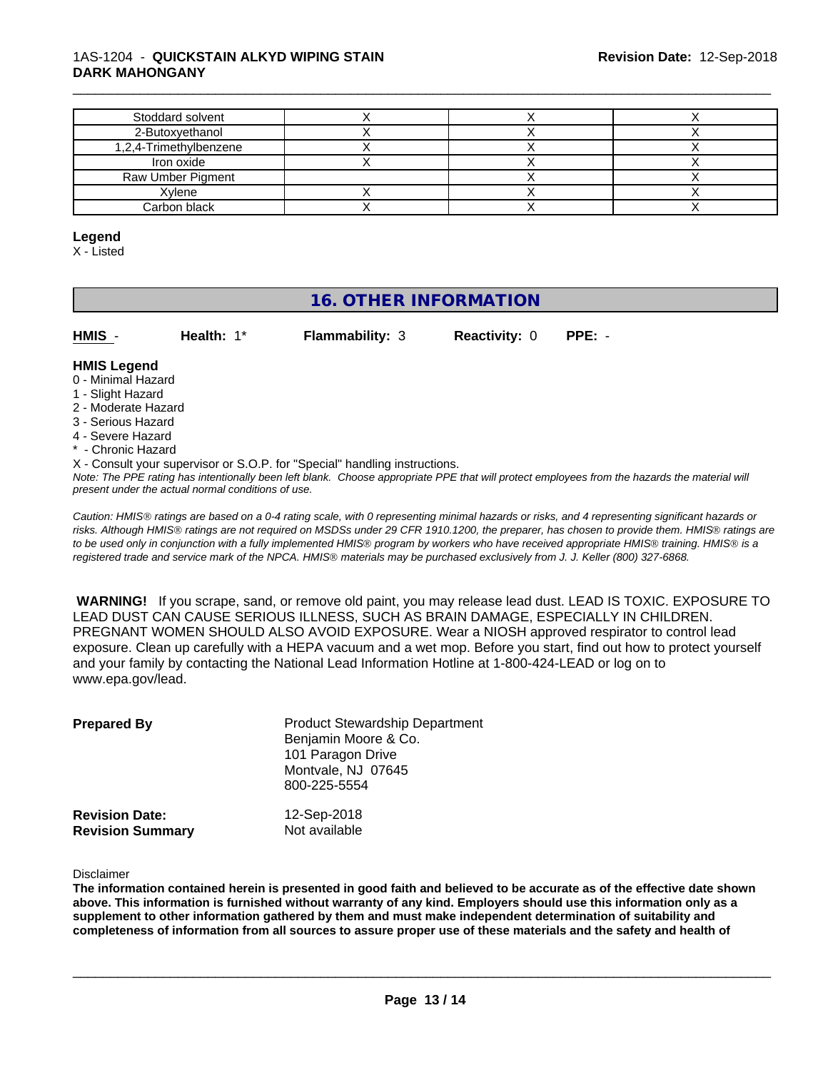| | | | |
|---|---|---|---|
| Stoddard solvent | X | X | X |
| 2-Butoxyethanol | X | X | X |
| 1,2,4-Trimethylbenzene | X | X | X |
| Iron oxide | X | X | X |
| Raw Umber Pigment | | X | X |
| Xylene | X | X | X |
| Carbon black | X | X | X |

**Legend**

X - Listed

## 16. OTHER INFORMATION

**HMIS** - **Health:** 1* **Flammability:** 3 **Reactivity:** 0 **PPE:** -

**HMIS Legend**

0 - Minimal Hazard
1 - Slight Hazard
2 - Moderate Hazard
3 - Serious Hazard
4 - Severe Hazard
* - Chronic Hazard

X - Consult your supervisor or S.O.P. for "Special" handling instructions.

*Note: The PPE rating has intentionally been left blank. Choose appropriate PPE that will protect employees from the hazards the material will present under the actual normal conditions of use.*

*Caution: HMIS® ratings are based on a 0-4 rating scale, with 0 representing minimal hazards or risks, and 4 representing significant hazards or risks. Although HMIS® ratings are not required on MSDSs under 29 CFR 1910.1200, the preparer, has chosen to provide them. HMIS® ratings are to be used only in conjunction with a fully implemented HMIS® program by workers who have received appropriate HMIS® training. HMIS® is a registered trade and service mark of the NPCA. HMIS® materials may be purchased exclusively from J. J. Keller (800) 327-6868.*

**WARNING!** If you scrape, sand, or remove old paint, you may release lead dust. LEAD IS TOXIC. EXPOSURE TO LEAD DUST CAN CAUSE SERIOUS ILLNESS, SUCH AS BRAIN DAMAGE, ESPECIALLY IN CHILDREN. PREGNANT WOMEN SHOULD ALSO AVOID EXPOSURE. Wear a NIOSH approved respirator to control lead exposure. Clean up carefully with a HEPA vacuum and a wet mop. Before you start, find out how to protect yourself and your family by contacting the National Lead Information Hotline at 1-800-424-LEAD or log on to www.epa.gov/lead.

**Prepared By** Product Stewardship Department
Benjamin Moore & Co.
101 Paragon Drive
Montvale, NJ 07645
800-225-5554

**Revision Date:** 12-Sep-2018
**Revision Summary** Not available

Disclaimer

**The information contained herein is presented in good faith and believed to be accurate as of the effective date shown above. This information is furnished without warranty of any kind. Employers should use this information only as a supplement to other information gathered by them and must make independent determination of suitability and completeness of information from all sources to assure proper use of these materials and the safety and health of**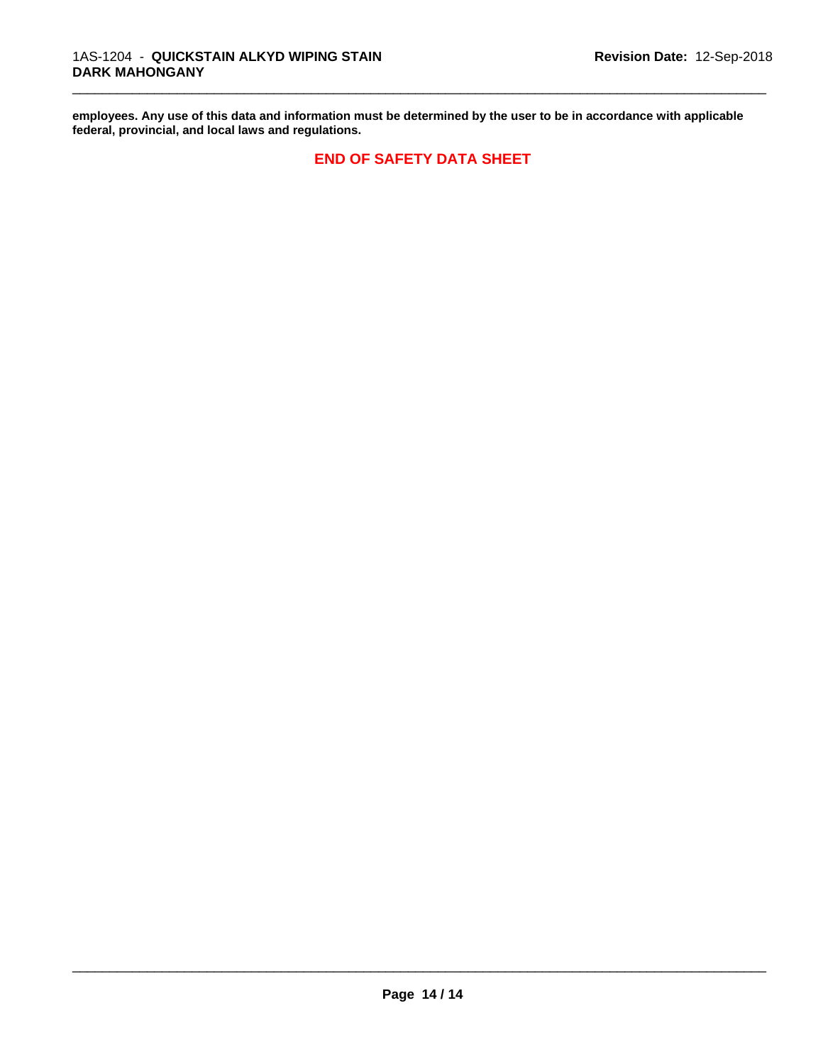**employees. Any use of this data and information must be determined by the user to be in accordance with applicable federal, provincial, and local laws and regulations.**

**END OF SAFETY DATA SHEET**